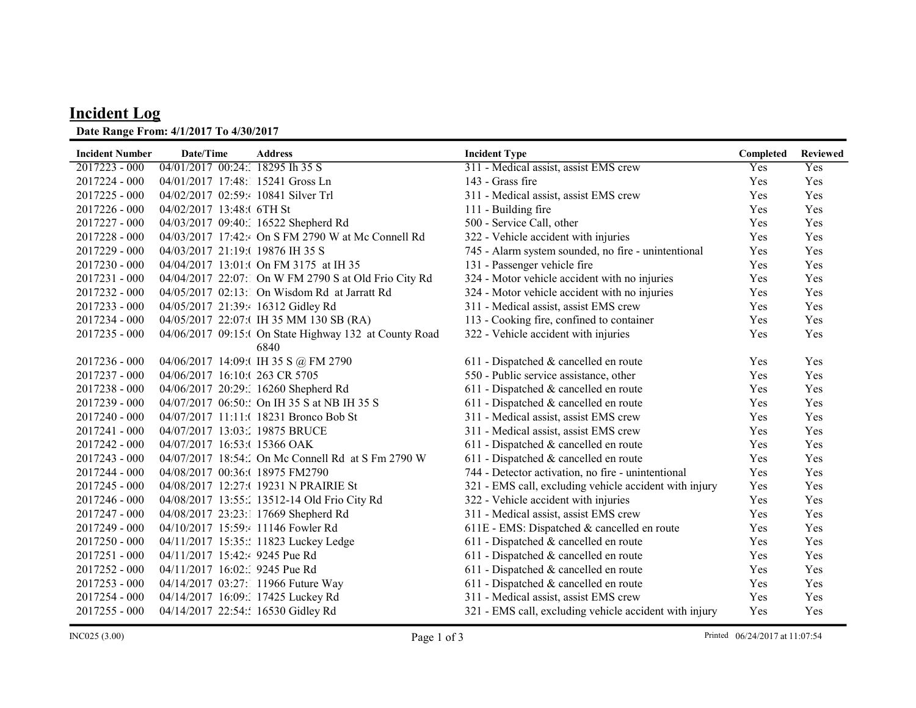# Incident Log

**Date Range From: 4/1/2017 To 4/30/2017**

| Incident Number | Date/Time | Address | Incident Type | Completed | Reviewed |
|---|---|---|---|---|---|
| 2017223 - 000 | 04/01/2017 00:24: | 18295 Ih 35 S | 311 - Medical assist, assist EMS crew | Yes | Yes |
| 2017224 - 000 | 04/01/2017 17:48: | 15241 Gross Ln | 143 - Grass fire | Yes | Yes |
| 2017225 - 000 | 04/02/2017 02:59: | 10841 Silver Trl | 311 - Medical assist, assist EMS crew | Yes | Yes |
| 2017226 - 000 | 04/02/2017 13:48: | 6TH St | 111 - Building fire | Yes | Yes |
| 2017227 - 000 | 04/03/2017 09:40: | 16522 Shepherd Rd | 500 - Service Call, other | Yes | Yes |
| 2017228 - 000 | 04/03/2017 17:42: | On S FM 2790 W at Mc Connell Rd | 322 - Vehicle accident with injuries | Yes | Yes |
| 2017229 - 000 | 04/03/2017 21:19: | 19876 IH 35 S | 745 - Alarm system sounded, no fire - unintentional | Yes | Yes |
| 2017230 - 000 | 04/04/2017 13:01: | On FM 3175 at IH 35 | 131 - Passenger vehicle fire | Yes | Yes |
| 2017231 - 000 | 04/04/2017 22:07: | On W FM 2790 S at Old Frio City Rd | 324 - Motor vehicle accident with no injuries | Yes | Yes |
| 2017232 - 000 | 04/05/2017 02:13: | On Wisdom Rd at Jarratt Rd | 324 - Motor vehicle accident with no injuries | Yes | Yes |
| 2017233 - 000 | 04/05/2017 21:39: | 16312 Gidley Rd | 311 - Medical assist, assist EMS crew | Yes | Yes |
| 2017234 - 000 | 04/05/2017 22:07: | IH 35 MM 130 SB (RA) | 113 - Cooking fire, confined to container | Yes | Yes |
| 2017235 - 000 | 04/06/2017 09:15: | On State Highway 132 at County Road 6840 | 322 - Vehicle accident with injuries | Yes | Yes |
| 2017236 - 000 | 04/06/2017 14:09: | IH 35 S @ FM 2790 | 611 - Dispatched & cancelled en route | Yes | Yes |
| 2017237 - 000 | 04/06/2017 16:10: | 263 CR 5705 | 550 - Public service assistance, other | Yes | Yes |
| 2017238 - 000 | 04/06/2017 20:29: | 16260 Shepherd Rd | 611 - Dispatched & cancelled en route | Yes | Yes |
| 2017239 - 000 | 04/07/2017 06:50: | On IH 35 S at NB IH 35 S | 611 - Dispatched & cancelled en route | Yes | Yes |
| 2017240 - 000 | 04/07/2017 11:11: | 18231 Bronco Bob St | 311 - Medical assist, assist EMS crew | Yes | Yes |
| 2017241 - 000 | 04/07/2017 13:03: | 19875 BRUCE | 311 - Medical assist, assist EMS crew | Yes | Yes |
| 2017242 - 000 | 04/07/2017 16:53: | 15366 OAK | 611 - Dispatched & cancelled en route | Yes | Yes |
| 2017243 - 000 | 04/07/2017 18:54: | On Mc Connell Rd at S Fm 2790 W | 611 - Dispatched & cancelled en route | Yes | Yes |
| 2017244 - 000 | 04/08/2017 00:36: | 18975 FM2790 | 744 - Detector activation, no fire - unintentional | Yes | Yes |
| 2017245 - 000 | 04/08/2017 12:27: | 19231 N PRAIRIE St | 321 - EMS call, excluding vehicle accident with injury | Yes | Yes |
| 2017246 - 000 | 04/08/2017 13:55: | 13512-14 Old Frio City Rd | 322 - Vehicle accident with injuries | Yes | Yes |
| 2017247 - 000 | 04/08/2017 23:23: | 17669 Shepherd Rd | 311 - Medical assist, assist EMS crew | Yes | Yes |
| 2017249 - 000 | 04/10/2017 15:59: | 11146 Fowler Rd | 611E - EMS: Dispatched & cancelled en route | Yes | Yes |
| 2017250 - 000 | 04/11/2017 15:35: | 11823 Luckey Ledge | 611 - Dispatched & cancelled en route | Yes | Yes |
| 2017251 - 000 | 04/11/2017 15:42: | 9245 Pue Rd | 611 - Dispatched & cancelled en route | Yes | Yes |
| 2017252 - 000 | 04/11/2017 16:02: | 9245 Pue Rd | 611 - Dispatched & cancelled en route | Yes | Yes |
| 2017253 - 000 | 04/14/2017 03:27: | 11966 Future Way | 611 - Dispatched & cancelled en route | Yes | Yes |
| 2017254 - 000 | 04/14/2017 16:09: | 17425 Luckey Rd | 311 - Medical assist, assist EMS crew | Yes | Yes |
| 2017255 - 000 | 04/14/2017 22:54: | 16530 Gidley Rd | 321 - EMS call, excluding vehicle accident with injury | Yes | Yes |

INC025 (3.00) Printed 06/24/2017 at 11:07:54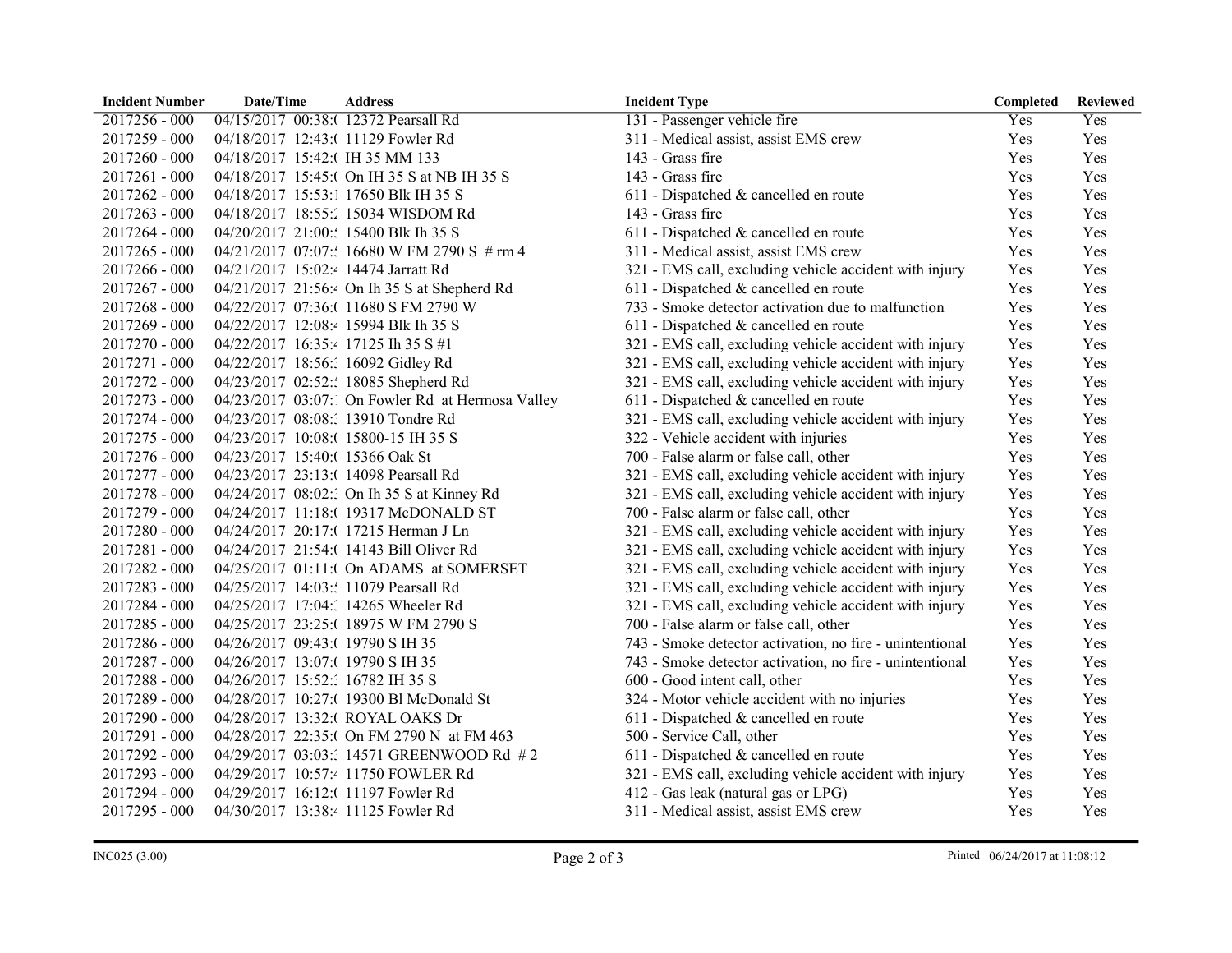| Incident Number | Date/Time | Address | Incident Type | Completed | Reviewed |
|---|---|---|---|---|---|
| 2017256 - 000 | 04/15/2017 00:38:( | 12372 Pearsall Rd | 131 - Passenger vehicle fire | Yes | Yes |
| 2017259 - 000 | 04/18/2017 12:43:( | 11129 Fowler Rd | 311 - Medical assist, assist EMS crew | Yes | Yes |
| 2017260 - 000 | 04/18/2017 15:42:( | IH 35 MM 133 | 143 - Grass fire | Yes | Yes |
| 2017261 - 000 | 04/18/2017 15:45:( | On IH 35 S at NB IH 35 S | 143 - Grass fire | Yes | Yes |
| 2017262 - 000 | 04/18/2017 15:53:1 | 17650 Blk IH 35 S | 611 - Dispatched & cancelled en route | Yes | Yes |
| 2017263 - 000 | 04/18/2017 18:55:2 | 15034 WISDOM Rd | 143 - Grass fire | Yes | Yes |
| 2017264 - 000 | 04/20/2017 21:00:: | 15400 Blk Ih 35 S | 611 - Dispatched & cancelled en route | Yes | Yes |
| 2017265 - 000 | 04/21/2017 07:07:: | 16680 W FM 2790 S # rm 4 | 311 - Medical assist, assist EMS crew | Yes | Yes |
| 2017266 - 000 | 04/21/2017 15:02:4 | 14474 Jarratt Rd | 321 - EMS call, excluding vehicle accident with injury | Yes | Yes |
| 2017267 - 000 | 04/21/2017 21:56:4 | On Ih 35 S at Shepherd Rd | 611 - Dispatched & cancelled en route | Yes | Yes |
| 2017268 - 000 | 04/22/2017 07:36:( | 11680 S FM 2790 W | 733 - Smoke detector activation due to malfunction | Yes | Yes |
| 2017269 - 000 | 04/22/2017 12:08:4 | 15994 Blk Ih 35 S | 611 - Dispatched & cancelled en route | Yes | Yes |
| 2017270 - 000 | 04/22/2017 16:35:4 | 17125 Ih 35 S #1 | 321 - EMS call, excluding vehicle accident with injury | Yes | Yes |
| 2017271 - 000 | 04/22/2017 18:56:: | 16092 Gidley Rd | 321 - EMS call, excluding vehicle accident with injury | Yes | Yes |
| 2017272 - 000 | 04/23/2017 02:52:: | 18085 Shepherd Rd | 321 - EMS call, excluding vehicle accident with injury | Yes | Yes |
| 2017273 - 000 | 04/23/2017 03:07:: | On Fowler Rd at Hermosa Valley | 611 - Dispatched & cancelled en route | Yes | Yes |
| 2017274 - 000 | 04/23/2017 08:08:: | 13910 Tondre Rd | 321 - EMS call, excluding vehicle accident with injury | Yes | Yes |
| 2017275 - 000 | 04/23/2017 10:08:( | 15800-15 IH 35 S | 322 - Vehicle accident with injuries | Yes | Yes |
| 2017276 - 000 | 04/23/2017 15:40:( | 15366 Oak St | 700 - False alarm or false call, other | Yes | Yes |
| 2017277 - 000 | 04/23/2017 23:13:( | 14098 Pearsall Rd | 321 - EMS call, excluding vehicle accident with injury | Yes | Yes |
| 2017278 - 000 | 04/24/2017 08:02:: | On Ih 35 S at Kinney Rd | 321 - EMS call, excluding vehicle accident with injury | Yes | Yes |
| 2017279 - 000 | 04/24/2017 11:18:( | 19317 McDONALD ST | 700 - False alarm or false call, other | Yes | Yes |
| 2017280 - 000 | 04/24/2017 20:17:( | 17215 Herman J Ln | 321 - EMS call, excluding vehicle accident with injury | Yes | Yes |
| 2017281 - 000 | 04/24/2017 21:54:( | 14143 Bill Oliver Rd | 321 - EMS call, excluding vehicle accident with injury | Yes | Yes |
| 2017282 - 000 | 04/25/2017 01:11:( | On ADAMS at SOMERSET | 321 - EMS call, excluding vehicle accident with injury | Yes | Yes |
| 2017283 - 000 | 04/25/2017 14:03:: | 11079 Pearsall Rd | 321 - EMS call, excluding vehicle accident with injury | Yes | Yes |
| 2017284 - 000 | 04/25/2017 17:04:: | 14265 Wheeler Rd | 321 - EMS call, excluding vehicle accident with injury | Yes | Yes |
| 2017285 - 000 | 04/25/2017 23:25:( | 18975 W FM 2790 S | 700 - False alarm or false call, other | Yes | Yes |
| 2017286 - 000 | 04/26/2017 09:43:( | 19790 S IH 35 | 743 - Smoke detector activation, no fire - unintentional | Yes | Yes |
| 2017287 - 000 | 04/26/2017 13:07:( | 19790 S IH 35 | 743 - Smoke detector activation, no fire - unintentional | Yes | Yes |
| 2017288 - 000 | 04/26/2017 15:52:: | 16782 IH 35 S | 600 - Good intent call, other | Yes | Yes |
| 2017289 - 000 | 04/28/2017 10:27:( | 19300 Bl McDonald St | 324 - Motor vehicle accident with no injuries | Yes | Yes |
| 2017290 - 000 | 04/28/2017 13:32:( | ROYAL OAKS Dr | 611 - Dispatched & cancelled en route | Yes | Yes |
| 2017291 - 000 | 04/28/2017 22:35:( | On FM 2790 N at FM 463 | 500 - Service Call, other | Yes | Yes |
| 2017292 - 000 | 04/29/2017 03:03:: | 14571 GREENWOOD Rd # 2 | 611 - Dispatched & cancelled en route | Yes | Yes |
| 2017293 - 000 | 04/29/2017 10:57:4 | 11750 FOWLER Rd | 321 - EMS call, excluding vehicle accident with injury | Yes | Yes |
| 2017294 - 000 | 04/29/2017 16:12:( | 11197 Fowler Rd | 412 - Gas leak (natural gas or LPG) | Yes | Yes |
| 2017295 - 000 | 04/30/2017 13:38:4 | 11125 Fowler Rd | 311 - Medical assist, assist EMS crew | Yes | Yes |

INC025 (3.00)

Printed 06/24/2017 at 11:08:12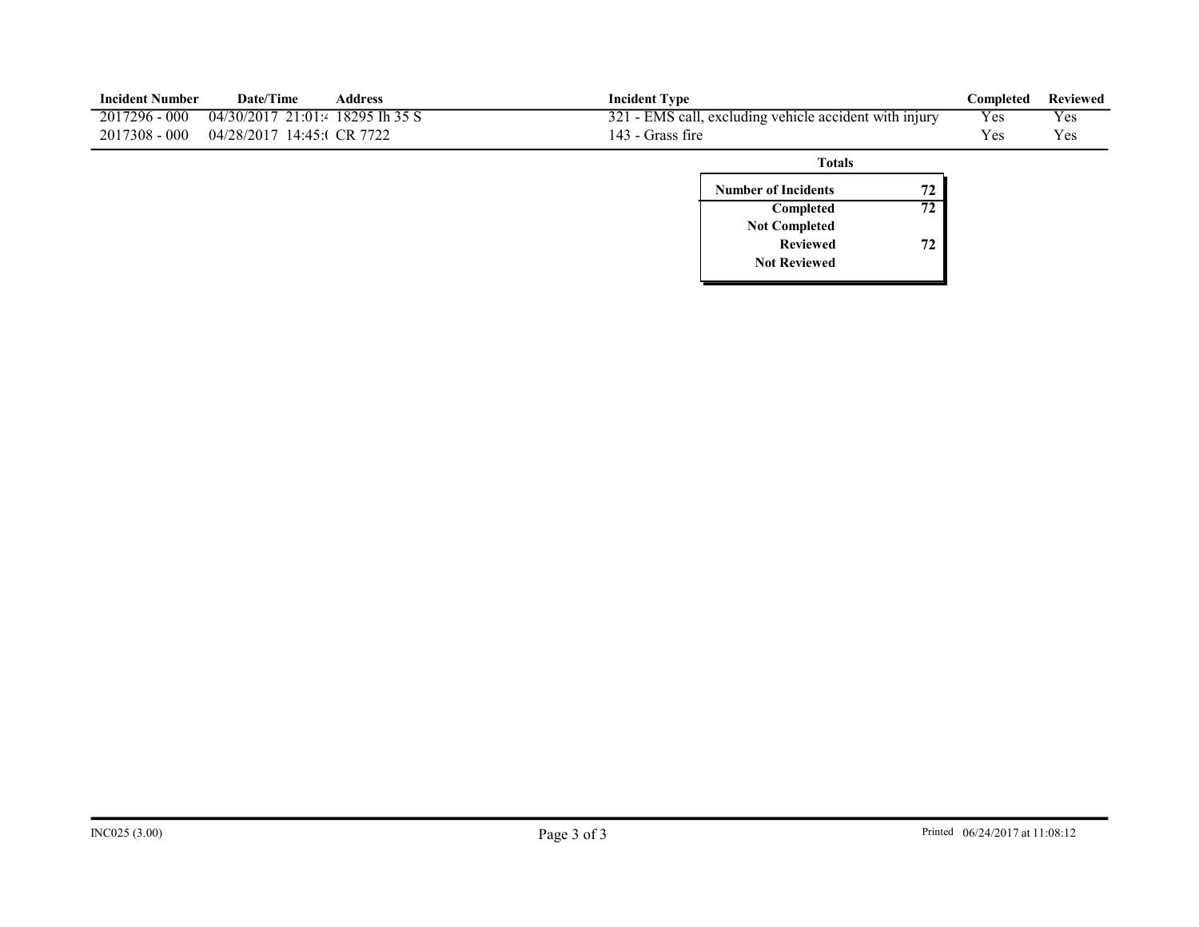| Incident Number | Date/Time | Address | Incident Type | Completed | Reviewed |
|---|---|---|---|---|---|
| 2017296 - 000 | 04/30/2017 21:01:4 | 18295 Ih 35 S | 321 - EMS call, excluding vehicle accident with injury | Yes | Yes |
| 2017308 - 000 | 04/28/2017 14:45:( | CR 7722 | 143 - Grass fire | Yes | Yes |

**Totals**

| | |
|---|---|
| **Number of Incidents** | **72** |
| **Completed** | **72** |
| **Not Completed** | |
| **Reviewed** | **72** |
| **Not Reviewed** | |

INC025 (3.00)

Printed 06/24/2017 at 11:08:12